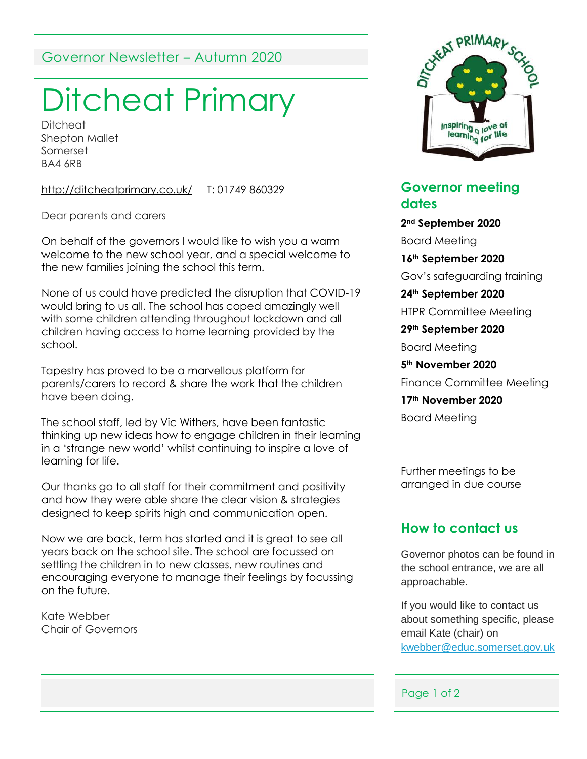Governor Newsletter – Autumn 2020

# Ditcheat Primary

Ditcheat
Shepton Mallet
Somerset
BA4 6RB

http://ditcheatprimary.co.uk/ T: 01749 860329

Dear parents and carers

On behalf of the governors I would like to wish you a warm welcome to the new school year, and a special welcome to the new families joining the school this term.

None of us could have predicted the disruption that COVID-19 would bring to us all. The school has coped amazingly well with some children attending throughout lockdown and all children having access to home learning provided by the school.

Tapestry has proved to be a marvellous platform for parents/carers to record & share the work that the children have been doing.

The school staff, led by Vic Withers, have been fantastic thinking up new ideas how to engage children in their learning in a 'strange new world' whilst continuing to inspire a love of learning for life.

Our thanks go to all staff for their commitment and positivity and how they were able share the clear vision & strategies designed to keep spirits high and communication open.

Now we are back, term has started and it is great to see all years back on the school site. The school are focussed on settling the children in to new classes, new routines and encouraging everyone to manage their feelings by focussing on the future.

Kate Webber
Chair of Governors

## Governor meeting dates

**2nd September 2020**
Board Meeting

**16th September 2020**
Gov's safeguarding training

**24th September 2020**
HTPR Committee Meeting

**29th September 2020**
Board Meeting

**5th November 2020**
Finance Committee Meeting

**17th November 2020**
Board Meeting

Further meetings to be arranged in due course

## How to contact us

Governor photos can be found in the school entrance, we are all approachable.

If you would like to contact us about something specific, please email Kate (chair) on kwebber@educ.somerset.gov.uk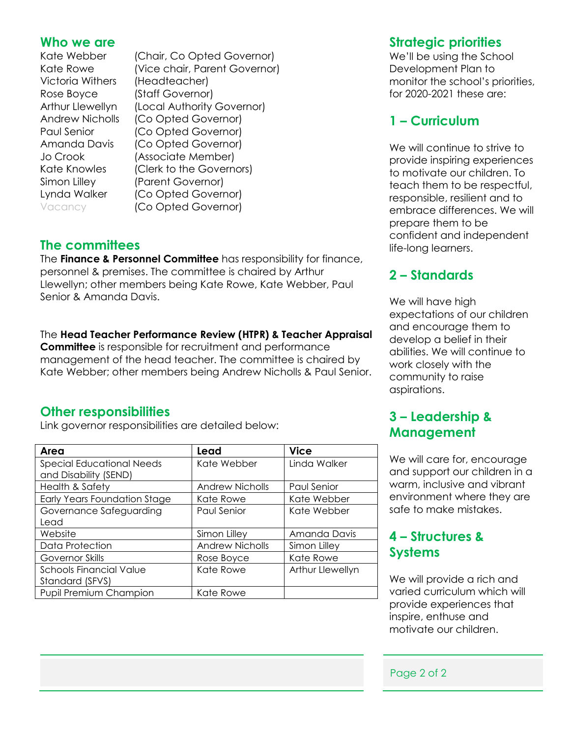## Who we are

Kate Webber (Chair, Co Opted Governor)
Kate Rowe (Vice chair, Parent Governor)
Victoria Withers (Headteacher)
Rose Boyce (Staff Governor)
Arthur Llewellyn (Local Authority Governor)
Andrew Nicholls (Co Opted Governor)
Paul Senior (Co Opted Governor)
Amanda Davis (Co Opted Governor)
Jo Crook (Associate Member)
Kate Knowles (Clerk to the Governors)
Simon Lilley (Parent Governor)
Lynda Walker (Co Opted Governor)
Vacancy (Co Opted Governor)

## The committees

The **Finance & Personnel Committee** has responsibility for finance, personnel & premises. The committee is chaired by Arthur Llewellyn; other members being Kate Rowe, Kate Webber, Paul Senior & Amanda Davis.

The **Head Teacher Performance Review (HTPR) & Teacher Appraisal Committee** is responsible for recruitment and performance management of the head teacher. The committee is chaired by Kate Webber; other members being Andrew Nicholls & Paul Senior.

## Other responsibilities

Link governor responsibilities are detailed below:

| Area | Lead | Vice |
| --- | --- | --- |
| Special Educational Needs and Disability (SEND) | Kate Webber | Linda Walker |
| Health & Safety | Andrew Nicholls | Paul Senior |
| Early Years Foundation Stage | Kate Rowe | Kate Webber |
| Governance Safeguarding Lead | Paul Senior | Kate Webber |
| Website | Simon Lilley | Amanda Davis |
| Data Protection | Andrew Nicholls | Simon Lilley |
| Governor Skills | Rose Boyce | Kate Rowe |
| Schools Financial Value Standard (SFVS) | Kate Rowe | Arthur Llewellyn |
| Pupil Premium Champion | Kate Rowe | |

## Strategic priorities

We'll be using the School Development Plan to monitor the school's priorities, for 2020-2021 these are:

## 1 – Curriculum

We will continue to strive to provide inspiring experiences to motivate our children. To teach them to be respectful, responsible, resilient and to embrace differences. We will prepare them to be confident and independent life-long learners.

## 2 – Standards

We will have high expectations of our children and encourage them to develop a belief in their abilities. We will continue to work closely with the community to raise aspirations.

## 3 – Leadership & Management

We will care for, encourage and support our children in a warm, inclusive and vibrant environment where they are safe to make mistakes.

## 4 – Structures & Systems

We will provide a rich and varied curriculum which will provide experiences that inspire, enthuse and motivate our children.